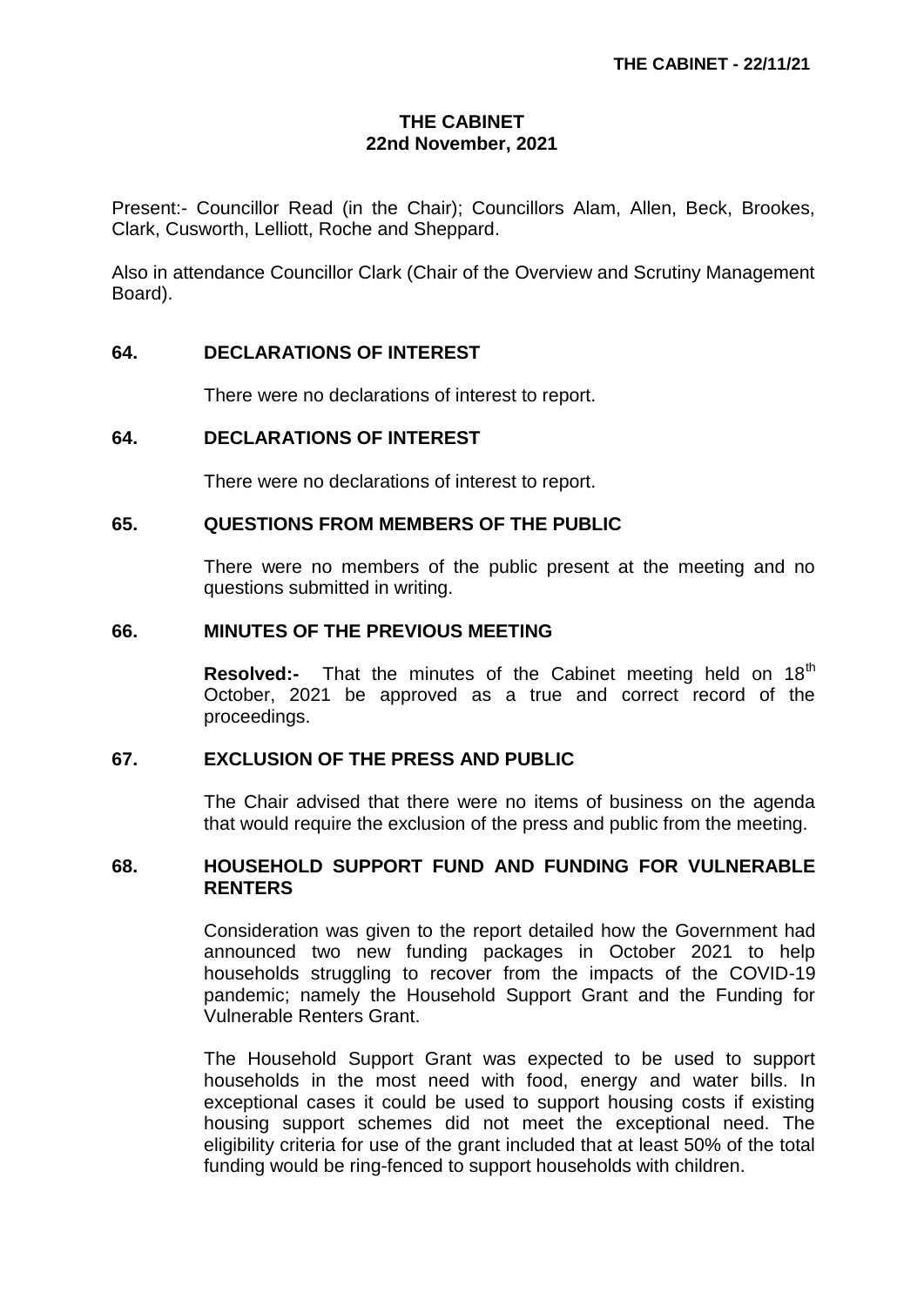# THE CABINET
## 22nd November, 2021

Present:- Councillor Read (in the Chair); Councillors Alam, Allen, Beck, Brookes, Clark, Cusworth, Lelliott, Roche and Sheppard.

Also in attendance Councillor Clark (Chair of the Overview and Scrutiny Management Board).

### 64. DECLARATIONS OF INTEREST

There were no declarations of interest to report.

### 64. DECLARATIONS OF INTEREST

There were no declarations of interest to report.

### 65. QUESTIONS FROM MEMBERS OF THE PUBLIC

There were no members of the public present at the meeting and no questions submitted in writing.

### 66. MINUTES OF THE PREVIOUS MEETING

**Resolved:-** That the minutes of the Cabinet meeting held on 18th October, 2021 be approved as a true and correct record of the proceedings.

### 67. EXCLUSION OF THE PRESS AND PUBLIC

The Chair advised that there were no items of business on the agenda that would require the exclusion of the press and public from the meeting.

### 68. HOUSEHOLD SUPPORT FUND AND FUNDING FOR VULNERABLE RENTERS

Consideration was given to the report detailed how the Government had announced two new funding packages in October 2021 to help households struggling to recover from the impacts of the COVID-19 pandemic; namely the Household Support Grant and the Funding for Vulnerable Renters Grant.

The Household Support Grant was expected to be used to support households in the most need with food, energy and water bills. In exceptional cases it could be used to support housing costs if existing housing support schemes did not meet the exceptional need. The eligibility criteria for use of the grant included that at least 50% of the total funding would be ring-fenced to support households with children.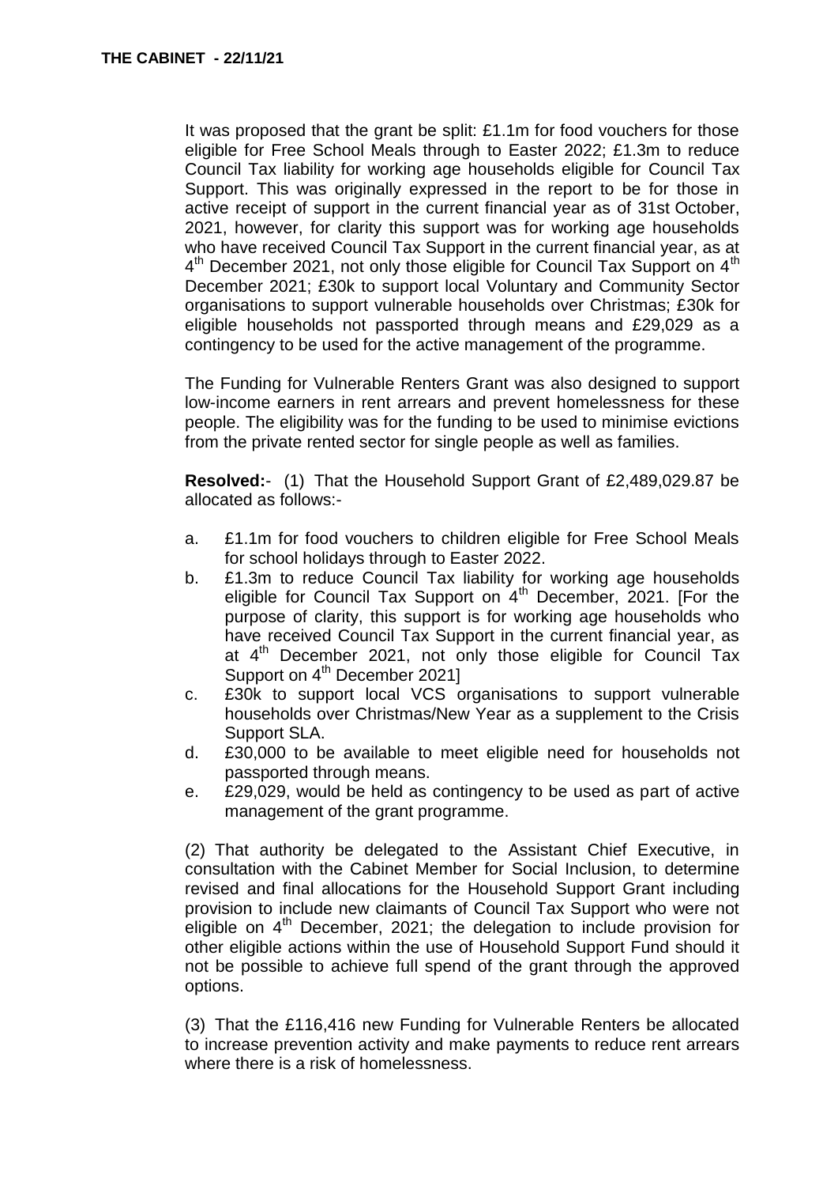It was proposed that the grant be split: £1.1m for food vouchers for those eligible for Free School Meals through to Easter 2022; £1.3m to reduce Council Tax liability for working age households eligible for Council Tax Support. This was originally expressed in the report to be for those in active receipt of support in the current financial year as of 31st October, 2021, however, for clarity this support was for working age households who have received Council Tax Support in the current financial year, as at 4th December 2021, not only those eligible for Council Tax Support on 4th December 2021; £30k to support local Voluntary and Community Sector organisations to support vulnerable households over Christmas; £30k for eligible households not passported through means and £29,029 as a contingency to be used for the active management of the programme.

The Funding for Vulnerable Renters Grant was also designed to support low-income earners in rent arrears and prevent homelessness for these people. The eligibility was for the funding to be used to minimise evictions from the private rented sector for single people as well as families.

**Resolved:**- (1) That the Household Support Grant of £2,489,029.87 be allocated as follows:-

a. £1.1m for food vouchers to children eligible for Free School Meals for school holidays through to Easter 2022.
b. £1.3m to reduce Council Tax liability for working age households eligible for Council Tax Support on 4th December, 2021. [For the purpose of clarity, this support is for working age households who have received Council Tax Support in the current financial year, as at 4th December 2021, not only those eligible for Council Tax Support on 4th December 2021]
c. £30k to support local VCS organisations to support vulnerable households over Christmas/New Year as a supplement to the Crisis Support SLA.
d. £30,000 to be available to meet eligible need for households not passported through means.
e. £29,029, would be held as contingency to be used as part of active management of the grant programme.

(2) That authority be delegated to the Assistant Chief Executive, in consultation with the Cabinet Member for Social Inclusion, to determine revised and final allocations for the Household Support Grant including provision to include new claimants of Council Tax Support who were not eligible on 4th December, 2021; the delegation to include provision for other eligible actions within the use of Household Support Fund should it not be possible to achieve full spend of the grant through the approved options.

(3) That the £116,416 new Funding for Vulnerable Renters be allocated to increase prevention activity and make payments to reduce rent arrears where there is a risk of homelessness.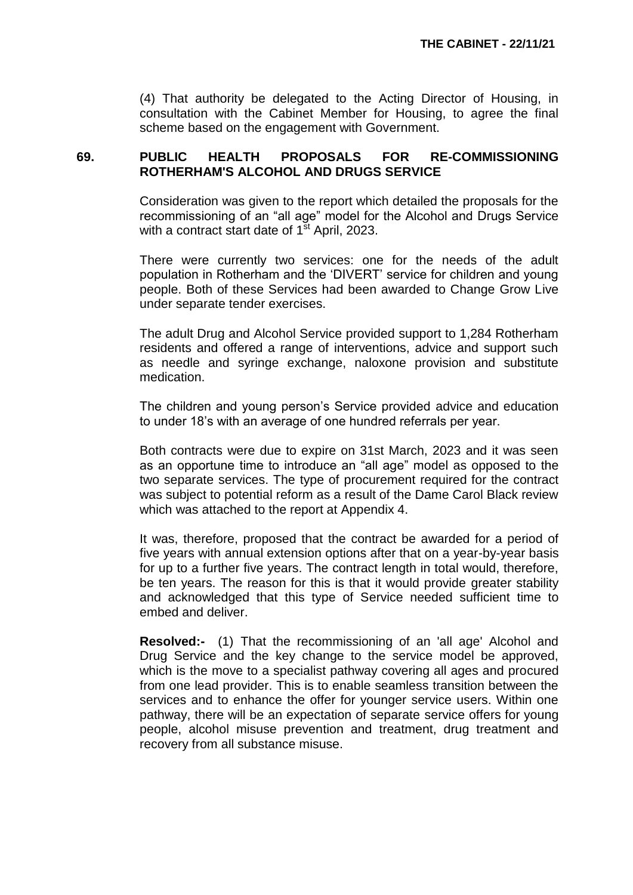(4) That authority be delegated to the Acting Director of Housing, in consultation with the Cabinet Member for Housing, to agree the final scheme based on the engagement with Government.

## 69. PUBLIC HEALTH PROPOSALS FOR RE-COMMISSIONING ROTHERHAM'S ALCOHOL AND DRUGS SERVICE

Consideration was given to the report which detailed the proposals for the recommissioning of an "all age" model for the Alcohol and Drugs Service with a contract start date of 1st April, 2023.

There were currently two services: one for the needs of the adult population in Rotherham and the 'DIVERT' service for children and young people. Both of these Services had been awarded to Change Grow Live under separate tender exercises.

The adult Drug and Alcohol Service provided support to 1,284 Rotherham residents and offered a range of interventions, advice and support such as needle and syringe exchange, naloxone provision and substitute medication.

The children and young person's Service provided advice and education to under 18's with an average of one hundred referrals per year.

Both contracts were due to expire on 31st March, 2023 and it was seen as an opportune time to introduce an "all age" model as opposed to the two separate services. The type of procurement required for the contract was subject to potential reform as a result of the Dame Carol Black review which was attached to the report at Appendix 4.

It was, therefore, proposed that the contract be awarded for a period of five years with annual extension options after that on a year-by-year basis for up to a further five years. The contract length in total would, therefore, be ten years. The reason for this is that it would provide greater stability and acknowledged that this type of Service needed sufficient time to embed and deliver.

**Resolved:-** (1) That the recommissioning of an 'all age' Alcohol and Drug Service and the key change to the service model be approved, which is the move to a specialist pathway covering all ages and procured from one lead provider. This is to enable seamless transition between the services and to enhance the offer for younger service users. Within one pathway, there will be an expectation of separate service offers for young people, alcohol misuse prevention and treatment, drug treatment and recovery from all substance misuse.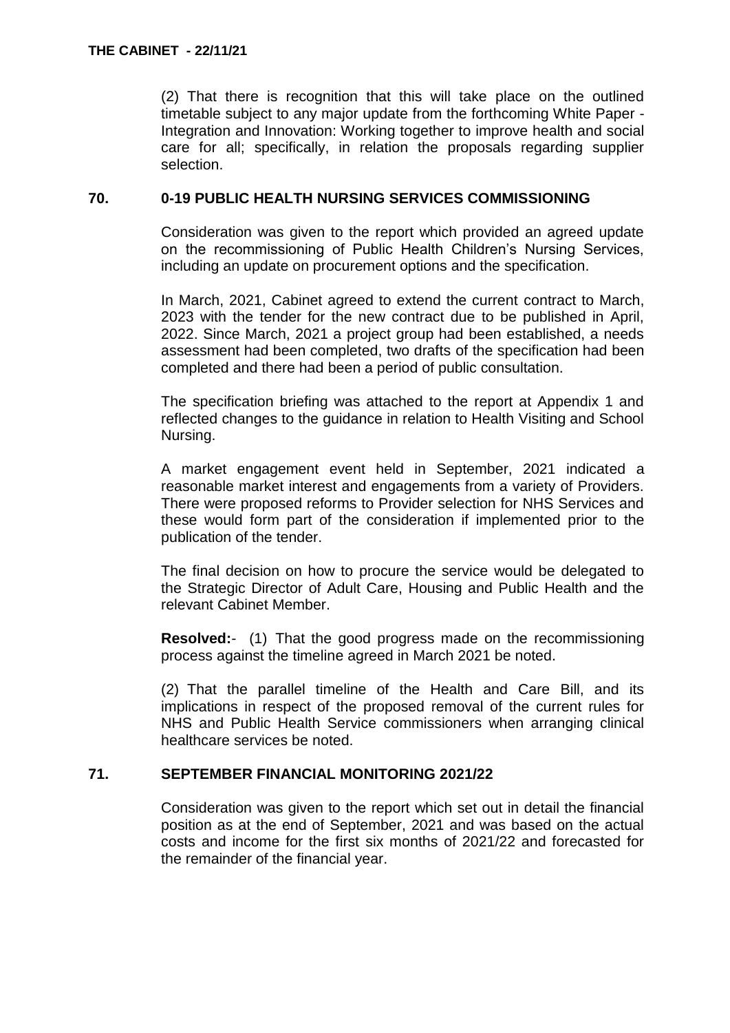(2) That there is recognition that this will take place on the outlined timetable subject to any major update from the forthcoming White Paper - Integration and Innovation: Working together to improve health and social care for all; specifically, in relation the proposals regarding supplier selection.

## 70. 0-19 PUBLIC HEALTH NURSING SERVICES COMMISSIONING

Consideration was given to the report which provided an agreed update on the recommissioning of Public Health Children's Nursing Services, including an update on procurement options and the specification.

In March, 2021, Cabinet agreed to extend the current contract to March, 2023 with the tender for the new contract due to be published in April, 2022. Since March, 2021 a project group had been established, a needs assessment had been completed, two drafts of the specification had been completed and there had been a period of public consultation.

The specification briefing was attached to the report at Appendix 1 and reflected changes to the guidance in relation to Health Visiting and School Nursing.

A market engagement event held in September, 2021 indicated a reasonable market interest and engagements from a variety of Providers. There were proposed reforms to Provider selection for NHS Services and these would form part of the consideration if implemented prior to the publication of the tender.

The final decision on how to procure the service would be delegated to the Strategic Director of Adult Care, Housing and Public Health and the relevant Cabinet Member.

**Resolved:**- (1) That the good progress made on the recommissioning process against the timeline agreed in March 2021 be noted.

(2) That the parallel timeline of the Health and Care Bill, and its implications in respect of the proposed removal of the current rules for NHS and Public Health Service commissioners when arranging clinical healthcare services be noted.

## 71. SEPTEMBER FINANCIAL MONITORING 2021/22

Consideration was given to the report which set out in detail the financial position as at the end of September, 2021 and was based on the actual costs and income for the first six months of 2021/22 and forecasted for the remainder of the financial year.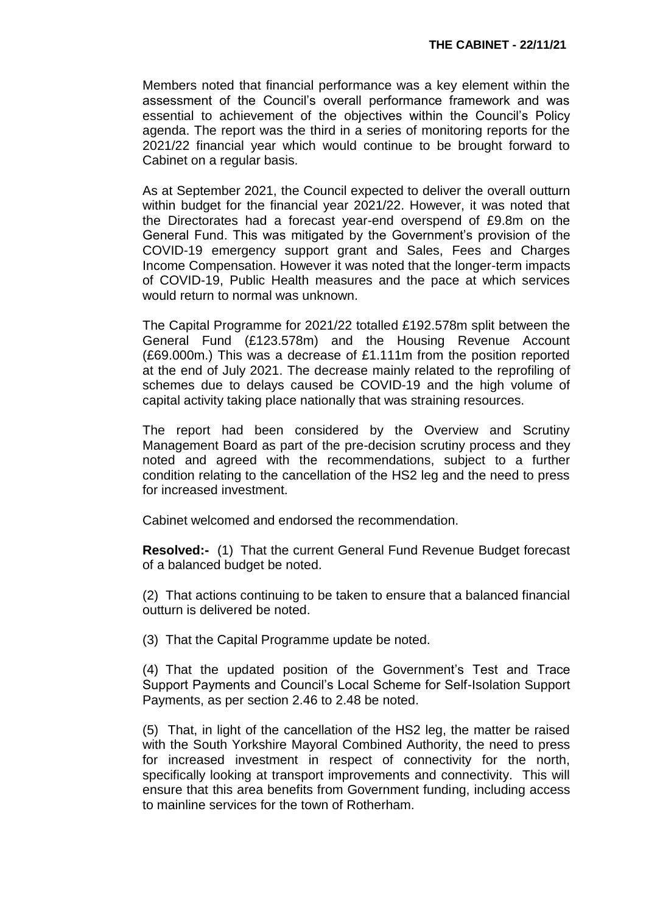Members noted that financial performance was a key element within the assessment of the Council's overall performance framework and was essential to achievement of the objectives within the Council's Policy agenda. The report was the third in a series of monitoring reports for the 2021/22 financial year which would continue to be brought forward to Cabinet on a regular basis.

As at September 2021, the Council expected to deliver the overall outturn within budget for the financial year 2021/22. However, it was noted that the Directorates had a forecast year-end overspend of £9.8m on the General Fund. This was mitigated by the Government's provision of the COVID-19 emergency support grant and Sales, Fees and Charges Income Compensation. However it was noted that the longer-term impacts of COVID-19, Public Health measures and the pace at which services would return to normal was unknown.

The Capital Programme for 2021/22 totalled £192.578m split between the General Fund (£123.578m) and the Housing Revenue Account (£69.000m.) This was a decrease of £1.111m from the position reported at the end of July 2021. The decrease mainly related to the reprofiling of schemes due to delays caused be COVID-19 and the high volume of capital activity taking place nationally that was straining resources.

The report had been considered by the Overview and Scrutiny Management Board as part of the pre-decision scrutiny process and they noted and agreed with the recommendations, subject to a further condition relating to the cancellation of the HS2 leg and the need to press for increased investment.

Cabinet welcomed and endorsed the recommendation.

**Resolved:-** (1) That the current General Fund Revenue Budget forecast of a balanced budget be noted.

(2) That actions continuing to be taken to ensure that a balanced financial outturn is delivered be noted.

(3) That the Capital Programme update be noted.

(4) That the updated position of the Government's Test and Trace Support Payments and Council's Local Scheme for Self-Isolation Support Payments, as per section 2.46 to 2.48 be noted.

(5) That, in light of the cancellation of the HS2 leg, the matter be raised with the South Yorkshire Mayoral Combined Authority, the need to press for increased investment in respect of connectivity for the north, specifically looking at transport improvements and connectivity. This will ensure that this area benefits from Government funding, including access to mainline services for the town of Rotherham.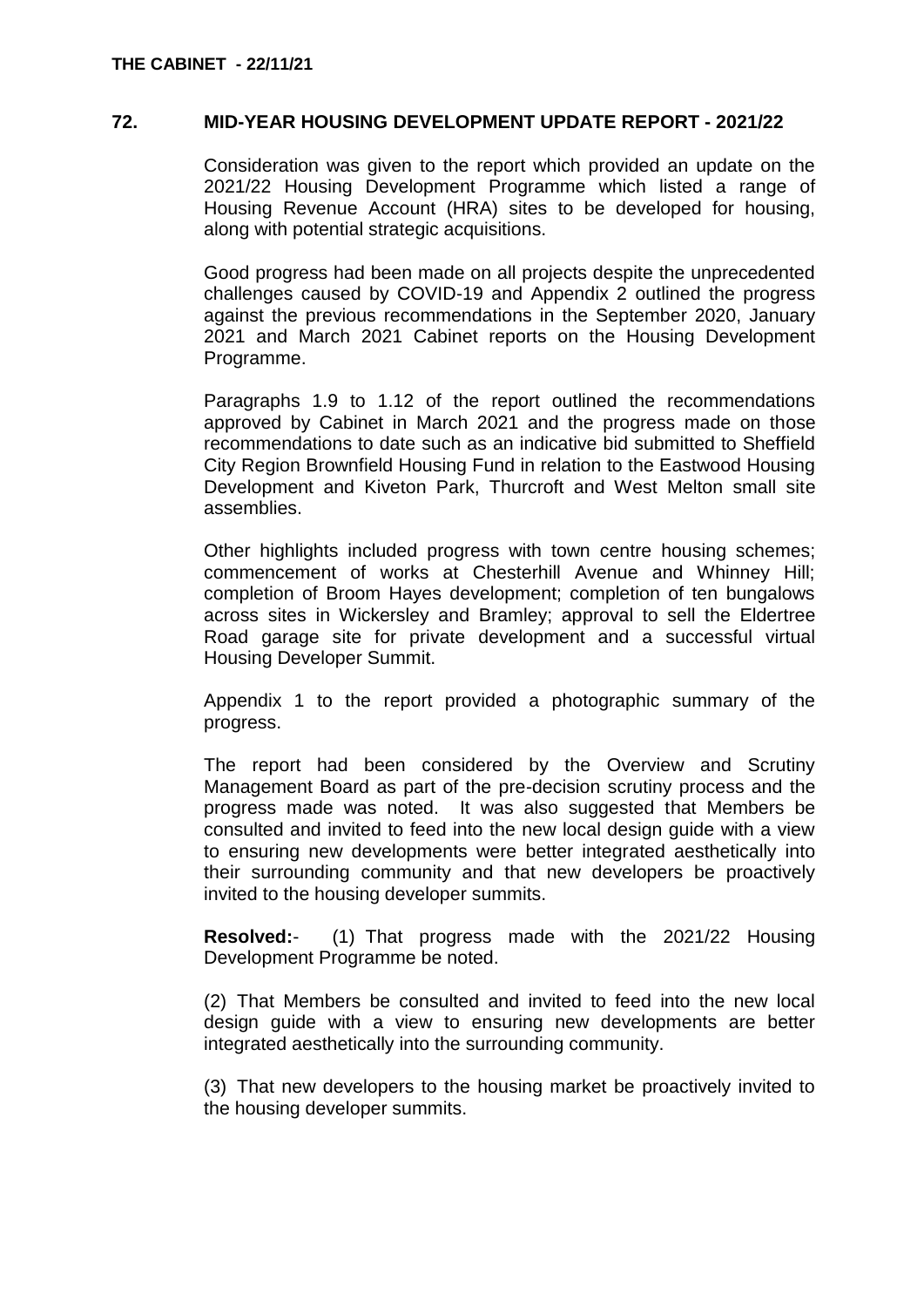## 72. MID-YEAR HOUSING DEVELOPMENT UPDATE REPORT - 2021/22

Consideration was given to the report which provided an update on the 2021/22 Housing Development Programme which listed a range of Housing Revenue Account (HRA) sites to be developed for housing, along with potential strategic acquisitions.

Good progress had been made on all projects despite the unprecedented challenges caused by COVID-19 and Appendix 2 outlined the progress against the previous recommendations in the September 2020, January 2021 and March 2021 Cabinet reports on the Housing Development Programme.

Paragraphs 1.9 to 1.12 of the report outlined the recommendations approved by Cabinet in March 2021 and the progress made on those recommendations to date such as an indicative bid submitted to Sheffield City Region Brownfield Housing Fund in relation to the Eastwood Housing Development and Kiveton Park, Thurcroft and West Melton small site assemblies.

Other highlights included progress with town centre housing schemes; commencement of works at Chesterhill Avenue and Whinney Hill; completion of Broom Hayes development; completion of ten bungalows across sites in Wickersley and Bramley; approval to sell the Eldertree Road garage site for private development and a successful virtual Housing Developer Summit.

Appendix 1 to the report provided a photographic summary of the progress.

The report had been considered by the Overview and Scrutiny Management Board as part of the pre-decision scrutiny process and the progress made was noted. It was also suggested that Members be consulted and invited to feed into the new local design guide with a view to ensuring new developments were better integrated aesthetically into their surrounding community and that new developers be proactively invited to the housing developer summits.

**Resolved:**- (1) That progress made with the 2021/22 Housing Development Programme be noted.

(2) That Members be consulted and invited to feed into the new local design guide with a view to ensuring new developments are better integrated aesthetically into the surrounding community.

(3) That new developers to the housing market be proactively invited to the housing developer summits.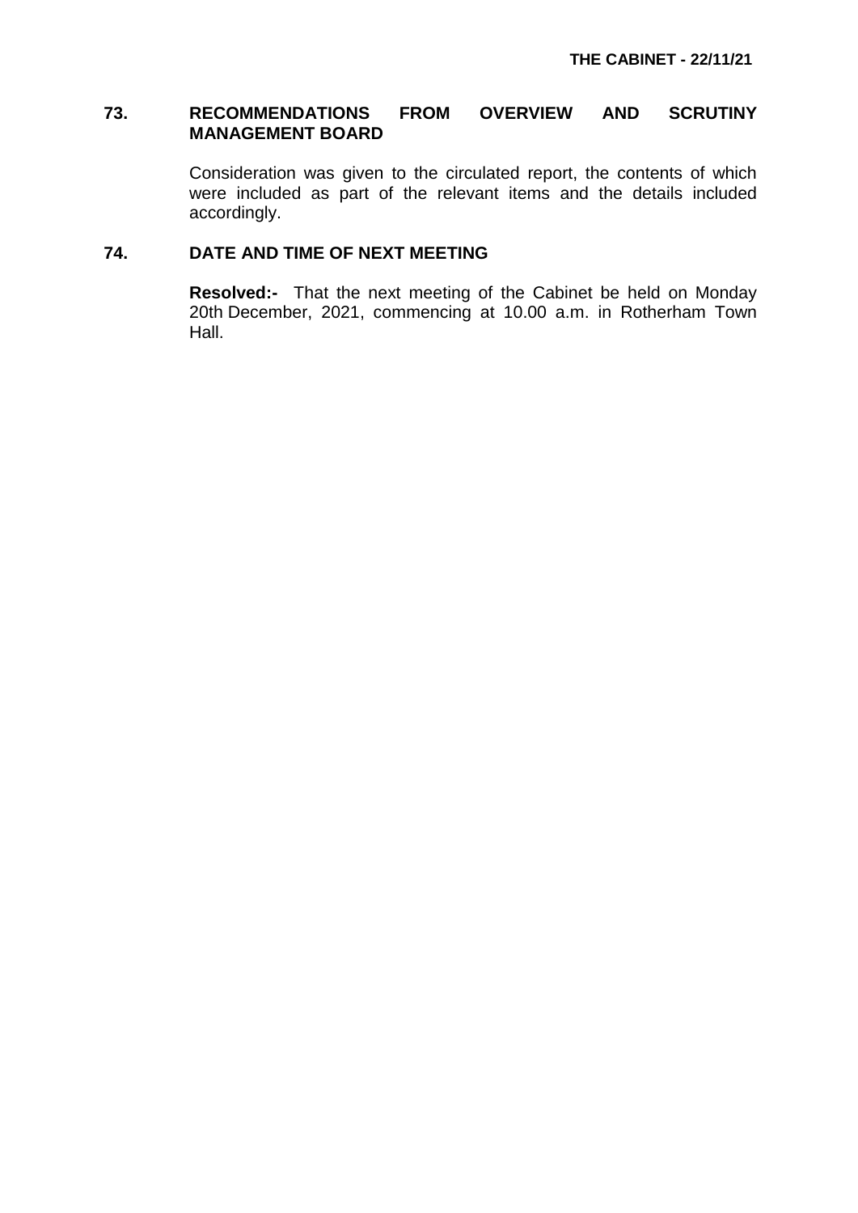## 73. RECOMMENDATIONS FROM OVERVIEW AND SCRUTINY MANAGEMENT BOARD

Consideration was given to the circulated report, the contents of which were included as part of the relevant items and the details included accordingly.

## 74. DATE AND TIME OF NEXT MEETING

**Resolved:-** That the next meeting of the Cabinet be held on Monday 20th December, 2021, commencing at 10.00 a.m. in Rotherham Town Hall.